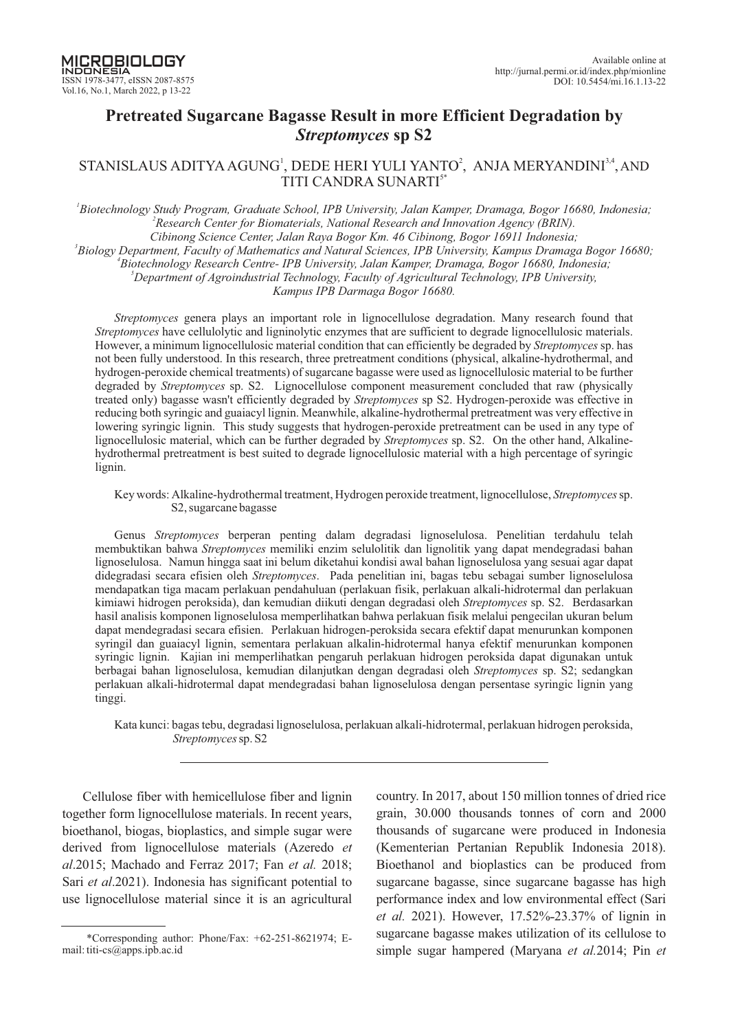# Pretreated Sugarcane Bagasse Result in more Efficient Degradation by *Streptomyces* sp S2

STANISLAUS ADITYA AGUNG[1], DEDE HERI YULI YANTO[2], ANJA MERYANDINI[3,4], AND TITI CANDRA SUNARTI[5*]

[1]*Biotechnology Study Program, Graduate School, IPB University, Jalan Kamper, Dramaga, Bogor 16680, Indonesia;*
[2]*Research Center for Biomaterials, National Research and Innovation Agency (BRIN). Cibinong Science Center, Jalan Raya Bogor Km. 46 Cibinong, Bogor 16911 Indonesia;*
[3]*Biology Department, Faculty of Mathematics and Natural Sciences, IPB University, Kampus Dramaga Bogor 16680;*
[4]*Biotechnology Research Centre- IPB University, Jalan Kamper, Dramaga, Bogor 16680, Indonesia;*
[5]*Department of Agroindustrial Technology, Faculty of Agricultural Technology, IPB University, Kampus IPB Darmaga Bogor 16680.*

*Streptomyces* genera plays an important role in lignocellulose degradation. Many research found that *Streptomyces* have cellulolytic and ligninolytic enzymes that are sufficient to degrade lignocellulosic materials. However, a minimum lignocellulosic material condition that can efficiently be degraded by *Streptomyces* sp. has not been fully understood. In this research, three pretreatment conditions (physical, alkaline-hydrothermal, and hydrogen-peroxide chemical treatments) of sugarcane bagasse were used as lignocellulosic material to be further degraded by *Streptomyces* sp. S2. Lignocellulose component measurement concluded that raw (physically treated only) bagasse wasn't efficiently degraded by *Streptomyces* sp S2. Hydrogen-peroxide was effective in reducing both syringic and guaiacyl lignin. Meanwhile, alkaline-hydrothermal pretreatment was very effective in lowering syringic lignin. This study suggests that hydrogen-peroxide pretreatment can be used in any type of lignocellulosic material, which can be further degraded by *Streptomyces* sp. S2. On the other hand, Alkaline-hydrothermal pretreatment is best suited to degrade lignocellulosic material with a high percentage of syringic lignin.

Key words: Alkaline-hydrothermal treatment, Hydrogen peroxide treatment, lignocellulose, *Streptomyces* sp. S2, sugarcane bagasse

Genus *Streptomyces* berperan penting dalam degradasi lignoselulosa. Penelitian terdahulu telah membuktikan bahwa *Streptomyces* memiliki enzim selulolitik dan lignolitik yang dapat mendegradasi bahan lignoselulosa. Namun hingga saat ini belum diketahui kondisi awal bahan lignoselulosa yang sesuai agar dapat didegradasi secara efisien oleh *Streptomyces*. Pada penelitian ini, bagas tebu sebagai sumber lignoselulosa mendapatkan tiga macam perlakuan pendahuluan (perlakuan fisik, perlakuan alkali-hidrotermal dan perlakuan kimiawi hidrogen peroksida), dan kemudian diikuti dengan degradasi oleh *Streptomyces* sp. S2. Berdasarkan hasil analisis komponen lignoselulosa memperlihatkan bahwa perlakuan fisik melalui pengecilan ukuran belum dapat mendegradasi secara efisien. Perlakuan hidrogen-peroksida secara efektif dapat menurunkan komponen syringil dan guaiacyl lignin, sementara perlakuan alkalin-hidrotermal hanya efektif menurunkan komponen syringic lignin. Kajian ini memperlihatkan pengaruh perlakuan hidrogen peroksida dapat digunakan untuk berbagai bahan lignoselulosa, kemudian dilanjutkan dengan degradasi oleh *Streptomyces* sp. S2; sedangkan perlakuan alkali-hidrotermal dapat mendegradasi bahan lignoselulosa dengan persentase syringic lignin yang tinggi.

Kata kunci: bagas tebu, degradasi lignoselulosa, perlakuan alkali-hidrotermal, perlakuan hidrogen peroksida, *Streptomyces* sp. S2

---

Cellulose fiber with hemicellulose fiber and lignin together form lignocellulose materials. In recent years, bioethanol, biogas, bioplastics, and simple sugar were derived from lignocellulose materials (Azeredo *et al.*2015; Machado and Ferraz 2017; Fan *et al.* 2018; Sari *et al.*2021). Indonesia has significant potential to use lignocellulose material since it is an agricultural country. In 2017, about 150 million tonnes of dried rice grain, 30.000 thousands tonnes of corn and 2000 thousands of sugarcane were produced in Indonesia (Kementerian Pertanian Republik Indonesia 2018). Bioethanol and bioplastics can be produced from sugarcane bagasse, since sugarcane bagasse has high performance index and low environmental effect (Sari *et al.* 2021). However, 17.52%-23.37% of lignin in sugarcane bagasse makes utilization of its cellulose to simple sugar hampered (Maryana *et al.*2014; Pin *et*

\*Corresponding author: Phone/Fax: +62-251-8621974; E-mail: titi-cs@apps.ipb.ac.id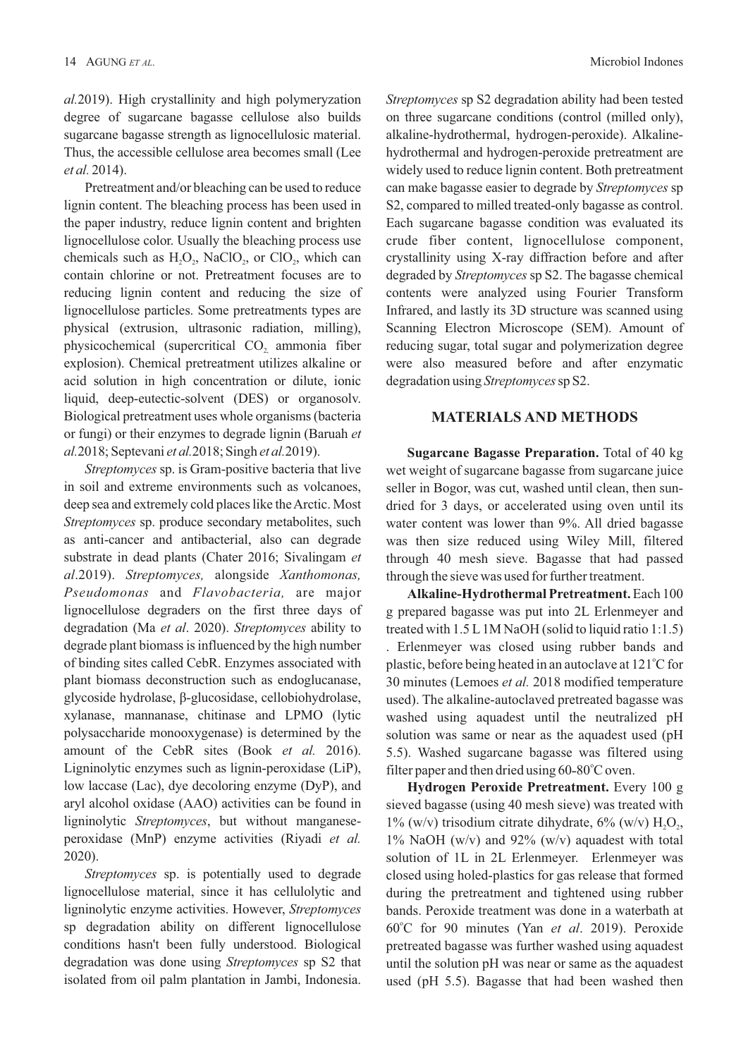*al.*2019). High crystallinity and high polymeryzation degree of sugarcane bagasse cellulose also builds sugarcane bagasse strength as lignocellulosic material. Thus, the accessible cellulose area becomes small (Lee *et al.* 2014).

Pretreatment and/or bleaching can be used to reduce lignin content. The bleaching process has been used in the paper industry, reduce lignin content and brighten lignocellulose color. Usually the bleaching process use chemicals such as $H_2O_2$, $NaClO_2$, or $ClO_2$, which can contain chlorine or not. Pretreatment focuses are to reducing lignin content and reducing the size of lignocellulose particles. Some pretreatments types are physical (extrusion, ultrasonic radiation, milling), physicochemical (supercritical $CO_2$, ammonia fiber explosion). Chemical pretreatment utilizes alkaline or acid solution in high concentration or dilute, ionic liquid, deep-eutectic-solvent (DES) or organosolv. Biological pretreatment uses whole organisms (bacteria or fungi) or their enzymes to degrade lignin (Baruah *et al.*2018; Septevani *et al.*2018; Singh *et al.*2019).

*Streptomyces* sp. is Gram-positive bacteria that live in soil and extreme environments such as volcanoes, deep sea and extremely cold places like the Arctic. Most *Streptomyces* sp. produce secondary metabolites, such as anti-cancer and antibacterial, also can degrade substrate in dead plants (Chater 2016; Sivalingam *et al.*2019). *Streptomyces,* alongside *Xanthomonas, Pseudomonas* and *Flavobacteria,* are major lignocellulose degraders on the first three days of degradation (Ma *et al*. 2020). *Streptomyces* ability to degrade plant biomass is influenced by the high number of binding sites called CebR. Enzymes associated with plant biomass deconstruction such as endoglucanase, glycoside hydrolase, β-glucosidase, cellobiohydrolase, xylanase, mannanase, chitinase and LPMO (lytic polysaccharide monooxygenase) is determined by the amount of the CebR sites (Book *et al.* 2016). Ligninolytic enzymes such as lignin-peroxidase (LiP), low laccase (Lac), dye decoloring enzyme (DyP), and aryl alcohol oxidase (AAO) activities can be found in ligninolytic *Streptomyces*, but without manganese-peroxidase (MnP) enzyme activities (Riyadi *et al.* 2020).

*Streptomyces* sp. is potentially used to degrade lignocellulose material, since it has cellulolytic and ligninolytic enzyme activities. However, *Streptomyces* sp degradation ability on different lignocellulose conditions hasn't been fully understood. Biological degradation was done using *Streptomyces* sp S2 that isolated from oil palm plantation in Jambi, Indonesia. *Streptomyces* sp S2 degradation ability had been tested on three sugarcane conditions (control (milled only), alkaline-hydrothermal, hydrogen-peroxide). Alkaline-hydrothermal and hydrogen-peroxide pretreatment are widely used to reduce lignin content. Both pretreatment can make bagasse easier to degrade by *Streptomyces* sp S2, compared to milled treated-only bagasse as control. Each sugarcane bagasse condition was evaluated its crude fiber content, lignocellulose component, crystallinity using X-ray diffraction before and after degraded by *Streptomyces* sp S2. The bagasse chemical contents were analyzed using Fourier Transform Infrared, and lastly its 3D structure was scanned using Scanning Electron Microscope (SEM). Amount of reducing sugar, total sugar and polymerization degree were also measured before and after enzymatic degradation using *Streptomyces* sp S2.

## MATERIALS AND METHODS

**Sugarcane Bagasse Preparation.** Total of 40 kg wet weight of sugarcane bagasse from sugarcane juice seller in Bogor, was cut, washed until clean, then sun-dried for 3 days, or accelerated using oven until its water content was lower than 9%. All dried bagasse was then size reduced using Wiley Mill, filtered through 40 mesh sieve. Bagasse that had passed through the sieve was used for further treatment.

**Alkaline-Hydrothermal Pretreatment.** Each 100 g prepared bagasse was put into 2L Erlenmeyer and treated with 1.5 L 1M NaOH (solid to liquid ratio 1:1.5). Erlenmeyer was closed using rubber bands and plastic, before being heated in an autoclave at 121°C for 30 minutes (Lemoes *et al.* 2018 modified temperature used). The alkaline-autoclaved pretreated bagasse was washed using aquadest until the neutralized pH solution was same or near as the aquadest used (pH 5.5). Washed sugarcane bagasse was filtered using filter paper and then dried using 60-80°C oven.

**Hydrogen Peroxide Pretreatment.** Every 100 g sieved bagasse (using 40 mesh sieve) was treated with 1% (w/v) trisodium citrate dihydrate, 6% (w/v) $H_2O_2$, 1% NaOH (w/v) and 92% (w/v) aquadest with total solution of 1L in 2L Erlenmeyer. Erlenmeyer was closed using holed-plastics for gas release that formed during the pretreatment and tightened using rubber bands. Peroxide treatment was done in a waterbath at 60°C for 90 minutes (Yan *et al*. 2019). Peroxide pretreated bagasse was further washed using aquadest until the solution pH was near or same as the aquadest used (pH 5.5). Bagasse that had been washed then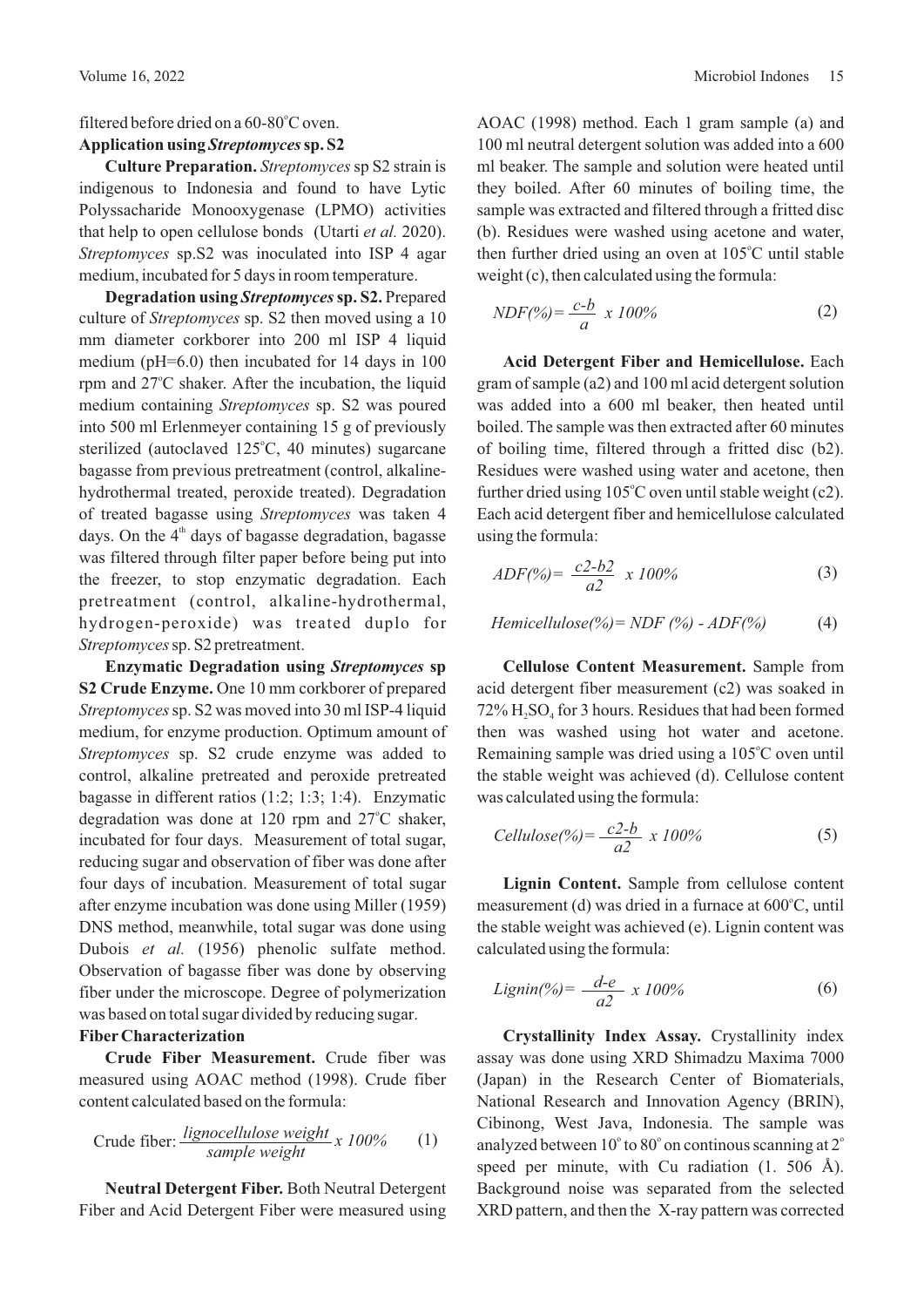filtered before dried on a 60-80°C oven.

**Application using *Streptomyces* sp. S2**

**Culture Preparation.** *Streptomyces* sp S2 strain is indigenous to Indonesia and found to have Lytic Polyssacharide Monooxygenase (LPMO) activities that help to open cellulose bonds (Utarti *et al.* 2020). *Streptomyces* sp.S2 was inoculated into ISP 4 agar medium, incubated for 5 days in room temperature.

**Degradation using *Streptomyces* sp. S2.** Prepared culture of *Streptomyces* sp. S2 then moved using a 10 mm diameter corkborer into 200 ml ISP 4 liquid medium (pH=6.0) then incubated for 14 days in 100 rpm and 27°C shaker. After the incubation, the liquid medium containing *Streptomyces* sp. S2 was poured into 500 ml Erlenmeyer containing 15 g of previously sterilized (autoclaved 125°C, 40 minutes) sugarcane bagasse from previous pretreatment (control, alkaline-hydrothermal treated, peroxide treated). Degradation of treated bagasse using *Streptomyces* was taken 4 days. On the 4th days of bagasse degradation, bagasse was filtered through filter paper before being put into the freezer, to stop enzymatic degradation. Each pretreatment (control, alkaline-hydrothermal, hydrogen-peroxide) was treated duplo for *Streptomyces* sp. S2 pretreatment.

**Enzymatic Degradation using *Streptomyces* sp S2 Crude Enzyme.** One 10 mm corkborer of prepared *Streptomyces* sp. S2 was moved into 30 ml ISP-4 liquid medium, for enzyme production. Optimum amount of *Streptomyces* sp. S2 crude enzyme was added to control, alkaline pretreated and peroxide pretreated bagasse in different ratios (1:2; 1:3; 1:4). Enzymatic degradation was done at 120 rpm and 27°C shaker, incubated for four days. Measurement of total sugar, reducing sugar and observation of fiber was done after four days of incubation. Measurement of total sugar after enzyme incubation was done using Miller (1959) DNS method, meanwhile, total sugar was done using Dubois *et al.* (1956) phenolic sulfate method. Observation of bagasse fiber was done by observing fiber under the microscope. Degree of polymerization was based on total sugar divided by reducing sugar.

**Fiber Characterization**

**Crude Fiber Measurement.** Crude fiber was measured using AOAC method (1998). Crude fiber content calculated based on the formula:

$$\text{Crude fiber: } \frac{\textit{lignocellulose weight}}{\textit{sample weight}} \times 100\% \qquad (1)$$

**Neutral Detergent Fiber.** Both Neutral Detergent Fiber and Acid Detergent Fiber were measured using AOAC (1998) method. Each 1 gram sample (a) and 100 ml neutral detergent solution was added into a 600 ml beaker. The sample and solution were heated until they boiled. After 60 minutes of boiling time, the sample was extracted and filtered through a fritted disc (b). Residues were washed using acetone and water, then further dried using an oven at 105°C until stable weight (c), then calculated using the formula:

$$NDF(\%) = \frac{c-b}{a} \times 100\% \qquad (2)$$

**Acid Detergent Fiber and Hemicellulose.** Each gram of sample (a2) and 100 ml acid detergent solution was added into a 600 ml beaker, then heated until boiled. The sample was then extracted after 60 minutes of boiling time, filtered through a fritted disc (b2). Residues were washed using water and acetone, then further dried using 105°C oven until stable weight (c2). Each acid detergent fiber and hemicellulose calculated using the formula:

$$ADF(\%) = \frac{c2-b2}{a2} \times 100\% \qquad (3)$$

$$Hemicellulose(\%) = NDF(\%) - ADF(\%) \qquad (4)$$

**Cellulose Content Measurement.** Sample from acid detergent fiber measurement (c2) was soaked in 72% $H_2SO_4$ for 3 hours. Residues that had been formed then was washed using hot water and acetone. Remaining sample was dried using a 105°C oven until the stable weight was achieved (d). Cellulose content was calculated using the formula:

$$Cellulose(\%) = \frac{c2-b}{a2} \times 100\% \qquad (5)$$

**Lignin Content.** Sample from cellulose content measurement (d) was dried in a furnace at 600°C, until the stable weight was achieved (e). Lignin content was calculated using the formula:

$$Lignin(\%) = \frac{d-e}{a2} \times 100\% \qquad (6)$$

**Crystallinity Index Assay.** Crystallinity index assay was done using XRD Shimadzu Maxima 7000 (Japan) in the Research Center of Biomaterials, National Research and Innovation Agency (BRIN), Cibinong, West Java, Indonesia. The sample was analyzed between 10° to 80° on continous scanning at 2° speed per minute, with Cu radiation (1. 506 Å). Background noise was separated from the selected XRD pattern, and then the X-ray pattern was corrected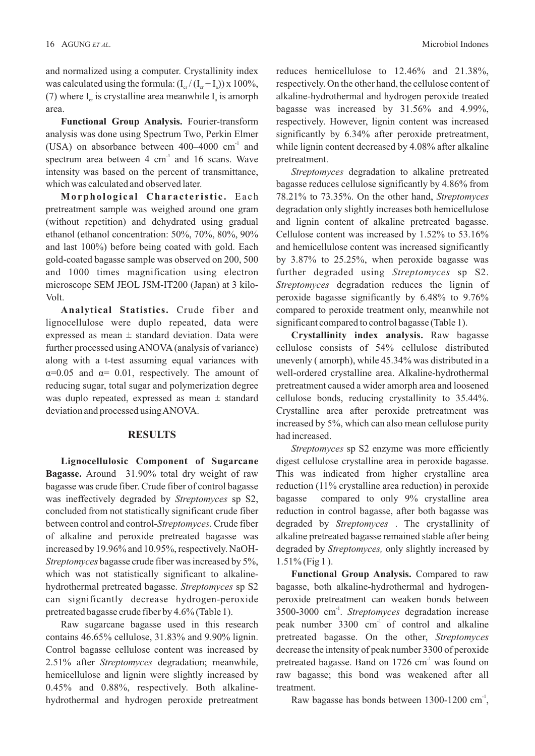and normalized using a computer. Crystallinity index was calculated using the formula: $(I_{cr} / (I_{cr} + I_a)) \times 100\%$, (7) where $I_{cr}$ is crystalline area meanwhile $I_a$ is amorph area.

**Functional Group Analysis.** Fourier-transform analysis was done using Spectrum Two, Perkin Elmer (USA) on absorbance between 400–4000 $cm^{-1}$ and spectrum area between 4 $cm^{-1}$ and 16 scans. Wave intensity was based on the percent of transmittance, which was calculated and observed later.

**Morphological Characteristic.** Each pretreatment sample was weighed around one gram (without repetition) and dehydrated using gradual ethanol (ethanol concentration: 50%, 70%, 80%, 90% and last 100%) before being coated with gold. Each gold-coated bagasse sample was observed on 200, 500 and 1000 times magnification using electron microscope SEM JEOL JSM-IT200 (Japan) at 3 kilo-Volt.

**Analytical Statistics.** Crude fiber and lignocellulose were duplo repeated, data were expressed as mean ± standard deviation. Data were further processed using ANOVA (analysis of variance) along with a t-test assuming equal variances with $\alpha$=0.05 and $\alpha$= 0.01, respectively. The amount of reducing sugar, total sugar and polymerization degree was duplo repeated, expressed as mean ± standard deviation and processed using ANOVA.

## RESULTS

**Lignocellulosic Component of Sugarcane Bagasse.** Around 31.90% total dry weight of raw bagasse was crude fiber. Crude fiber of control bagasse was ineffectively degraded by *Streptomyces* sp S2, concluded from not statistically significant crude fiber between control and control-*Streptomyces*. Crude fiber of alkaline and peroxide pretreated bagasse was increased by 19.96% and 10.95%, respectively. NaOH-*Streptomyces* bagasse crude fiber was increased by 5%, which was not statistically significant to alkaline-hydrothermal pretreated bagasse. *Streptomyces* sp S2 can significantly decrease hydrogen-peroxide pretreated bagasse crude fiber by 4.6% (Table 1).

Raw sugarcane bagasse used in this research contains 46.65% cellulose, 31.83% and 9.90% lignin. Control bagasse cellulose content was increased by 2.51% after *Streptomyces* degradation; meanwhile, hemicellulose and lignin were slightly increased by 0.45% and 0.88%, respectively. Both alkaline-hydrothermal and hydrogen peroxide pretreatment reduces hemicellulose to 12.46% and 21.38%, respectively. On the other hand, the cellulose content of alkaline-hydrothermal and hydrogen peroxide treated bagasse was increased by 31.56% and 4.99%, respectively. However, lignin content was increased significantly by 6.34% after peroxide pretreatment, while lignin content decreased by 4.08% after alkaline pretreatment.

*Streptomyces* degradation to alkaline pretreated bagasse reduces cellulose significantly by 4.86% from 78.21% to 73.35%. On the other hand, *Streptomyces* degradation only slightly increases both hemicellulose and lignin content of alkaline pretreated bagasse. Cellulose content was increased by 1.52% to 53.16% and hemicellulose content was increased significantly by 3.87% to 25.25%, when peroxide bagasse was further degraded using *Streptomyces* sp S2. *Streptomyces* degradation reduces the lignin of peroxide bagasse significantly by 6.48% to 9.76% compared to peroxide treatment only, meanwhile not significant compared to control bagasse (Table 1).

**Crystallinity index analysis.** Raw bagasse cellulose consists of 54% cellulose distributed unevenly ( amorph), while 45.34% was distributed in a well-ordered crystalline area. Alkaline-hydrothermal pretreatment caused a wider amorph area and loosened cellulose bonds, reducing crystallinity to 35.44%. Crystalline area after peroxide pretreatment was increased by 5%, which can also mean cellulose purity had increased.

*Streptomyces* sp S2 enzyme was more efficiently digest cellulose crystalline area in peroxide bagasse. This was indicated from higher crystalline area reduction (11% crystalline area reduction) in peroxide bagasse compared to only 9% crystalline area reduction in control bagasse, after both bagasse was degraded by *Streptomyces* . The crystallinity of alkaline pretreated bagasse remained stable after being degraded by *Streptomyces,* only slightly increased by 1.51% (Fig 1 ).

**Functional Group Analysis.** Compared to raw bagasse, both alkaline-hydrothermal and hydrogen-peroxide pretreatment can weaken bonds between 3500-3000 $cm^{-1}$. *Streptomyces* degradation increase peak number 3300 $cm^{-1}$ of control and alkaline pretreated bagasse. On the other, *Streptomyces* decrease the intensity of peak number 3300 of peroxide pretreated bagasse. Band on 1726 $cm^{-1}$ was found on raw bagasse; this bond was weakened after all treatment.

Raw bagasse has bonds between 1300-1200 $cm^{-1}$,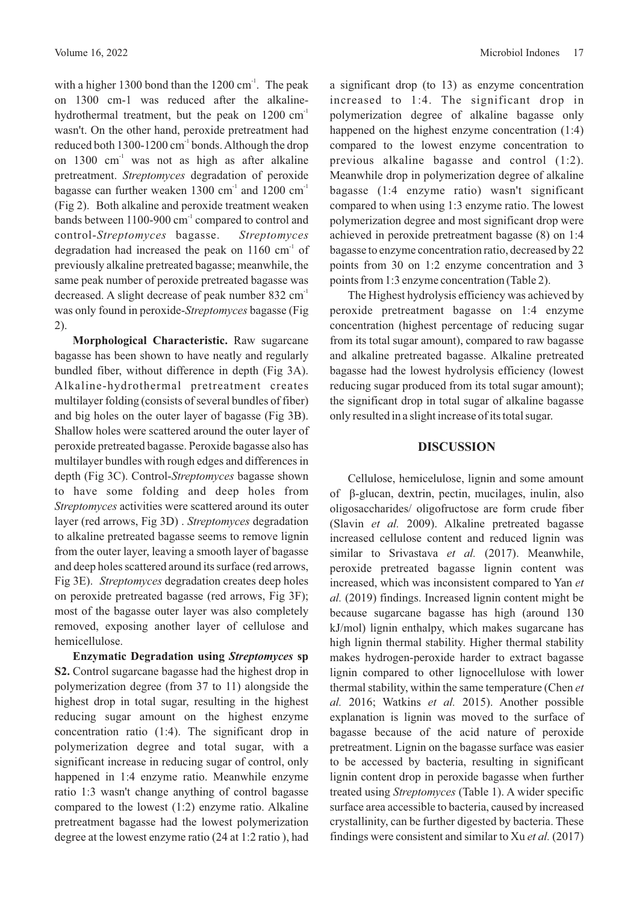with a higher 1300 bond than the 1200 $cm^{-1}$. The peak on 1300 cm-1 was reduced after the alkaline-hydrothermal treatment, but the peak on 1200 $cm^{-1}$ wasn't. On the other hand, peroxide pretreatment had reduced both 1300-1200 $cm^{-1}$ bonds. Although the drop on 1300 $cm^{-1}$ was not as high as after alkaline pretreatment. *Streptomyces* degradation of peroxide bagasse can further weaken 1300 $cm^{-1}$ and 1200 $cm^{-1}$ (Fig 2). Both alkaline and peroxide treatment weaken bands between 1100-900 $cm^{-1}$ compared to control and control-*Streptomyces* bagasse. *Streptomyces* degradation had increased the peak on 1160 $cm^{-1}$ of previously alkaline pretreated bagasse; meanwhile, the same peak number of peroxide pretreated bagasse was decreased. A slight decrease of peak number 832 $cm^{-1}$ was only found in peroxide-*Streptomyces* bagasse (Fig 2).

**Morphological Characteristic.** Raw sugarcane bagasse has been shown to have neatly and regularly bundled fiber, without difference in depth (Fig 3A). Alkaline-hydrothermal pretreatment creates multilayer folding (consists of several bundles of fiber) and big holes on the outer layer of bagasse (Fig 3B). Shallow holes were scattered around the outer layer of peroxide pretreated bagasse. Peroxide bagasse also has multilayer bundles with rough edges and differences in depth (Fig 3C). Control-*Streptomyces* bagasse shown to have some folding and deep holes from *Streptomyces* activities were scattered around its outer layer (red arrows, Fig 3D) . *Streptomyces* degradation to alkaline pretreated bagasse seems to remove lignin from the outer layer, leaving a smooth layer of bagasse and deep holes scattered around its surface (red arrows, Fig 3E). *Streptomyces* degradation creates deep holes on peroxide pretreated bagasse (red arrows, Fig 3F); most of the bagasse outer layer was also completely removed, exposing another layer of cellulose and hemicellulose.

**Enzymatic Degradation using *Streptomyces* sp S2.** Control sugarcane bagasse had the highest drop in polymerization degree (from 37 to 11) alongside the highest drop in total sugar, resulting in the highest reducing sugar amount on the highest enzyme concentration ratio (1:4). The significant drop in polymerization degree and total sugar, with a significant increase in reducing sugar of control, only happened in 1:4 enzyme ratio. Meanwhile enzyme ratio 1:3 wasn't change anything of control bagasse compared to the lowest (1:2) enzyme ratio. Alkaline pretreatment bagasse had the lowest polymerization degree at the lowest enzyme ratio (24 at 1:2 ratio ), had a significant drop (to 13) as enzyme concentration increased to 1:4. The significant drop in polymerization degree of alkaline bagasse only happened on the highest enzyme concentration (1:4) compared to the lowest enzyme concentration to previous alkaline bagasse and control (1:2). Meanwhile drop in polymerization degree of alkaline bagasse (1:4 enzyme ratio) wasn't significant compared to when using 1:3 enzyme ratio. The lowest polymerization degree and most significant drop were achieved in peroxide pretreatment bagasse (8) on 1:4 bagasse to enzyme concentration ratio, decreased by 22 points from 30 on 1:2 enzyme concentration and 3 points from 1:3 enzyme concentration (Table 2).

The Highest hydrolysis efficiency was achieved by peroxide pretreatment bagasse on 1:4 enzyme concentration (highest percentage of reducing sugar from its total sugar amount), compared to raw bagasse and alkaline pretreated bagasse. Alkaline pretreated bagasse had the lowest hydrolysis efficiency (lowest reducing sugar produced from its total sugar amount); the significant drop in total sugar of alkaline bagasse only resulted in a slight increase of its total sugar.

## DISCUSSION

Cellulose, hemicelulose, lignin and some amount of β-glucan, dextrin, pectin, mucilages, inulin, also oligosaccharides/ oligofructose are form crude fiber (Slavin *et al.* 2009). Alkaline pretreated bagasse increased cellulose content and reduced lignin was similar to Srivastava *et al.* (2017). Meanwhile, peroxide pretreated bagasse lignin content was increased, which was inconsistent compared to Yan *et al.* (2019) findings. Increased lignin content might be because sugarcane bagasse has high (around 130 kJ/mol) lignin enthalpy, which makes sugarcane has high lignin thermal stability. Higher thermal stability makes hydrogen-peroxide harder to extract bagasse lignin compared to other lignocellulose with lower thermal stability, within the same temperature (Chen *et al.* 2016; Watkins *et al.* 2015). Another possible explanation is lignin was moved to the surface of bagasse because of the acid nature of peroxide pretreatment. Lignin on the bagasse surface was easier to be accessed by bacteria, resulting in significant lignin content drop in peroxide bagasse when further treated using *Streptomyces* (Table 1). A wider specific surface area accessible to bacteria, caused by increased crystallinity, can be further digested by bacteria. These findings were consistent and similar to Xu *et al.* (2017)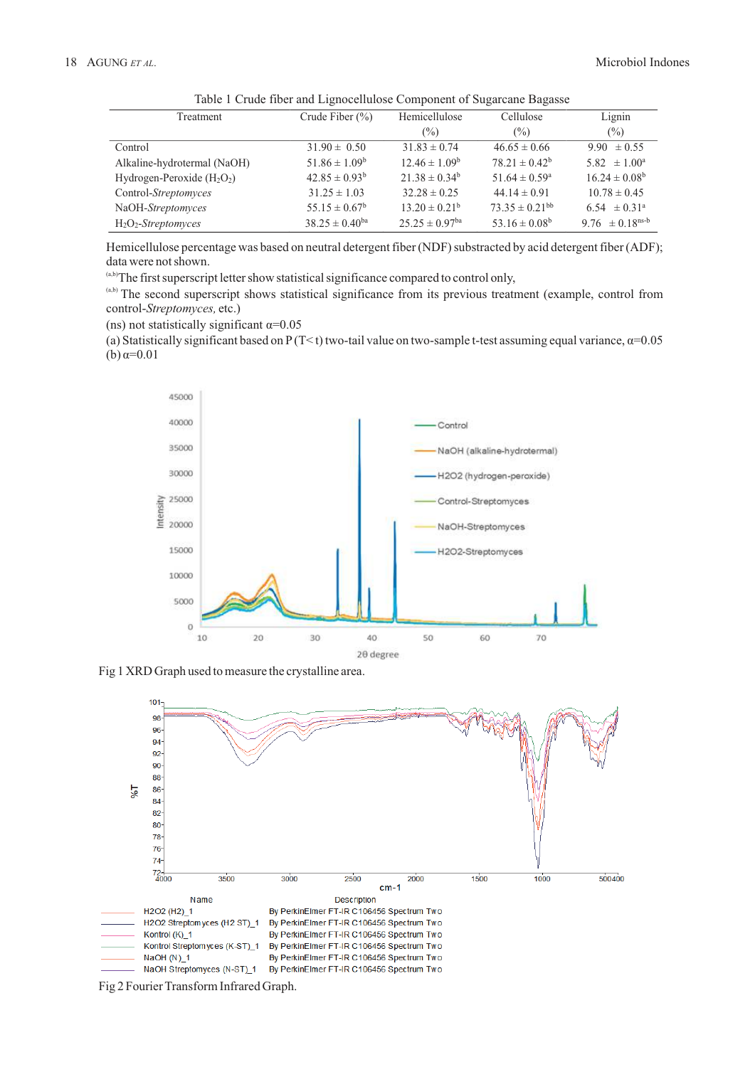Table 1 Crude fiber and Lignocellulose Component of Sugarcane Bagasse

| Treatment | Crude Fiber (%) | Hemicellulose (%) | Cellulose (%) | Lignin (%) |
|---|---|---|---|---|
| Control | 31.90 ± 0.50 | 31.83 ± 0.74 | 46.65 ± 0.66 | 9.90 ± 0.55 |
| Alkaline-hydrotermal (NaOH) | 51.86 ± 1.09[b] | 12.46 ± 1.09[b] | 78.21 ± 0.42[b] | 5.82 ± 1.00[a] |
| Hydrogen-Peroxide ($H_2O_2$) | 42.85 ± 0.93[b] | 21.38 ± 0.34[b] | 51.64 ± 0.59[a] | 16.24 ± 0.08[b] |
| Control-*Streptomyces* | 31.25 ± 1.03 | 32.28 ± 0.25 | 44.14 ± 0.91 | 10.78 ± 0.45 |
| NaOH-*Streptomyces* | 55.15 ± 0.67[b] | 13.20 ± 0.21[b] | 73.35 ± 0.21[bb] | 6.54 ± 0.31[a] |
| $H_2O_2$-*Streptomyces* | 38.25 ± 0.40[ba] | 25.25 ± 0.97[ba] | 53.16 ± 0.08[b] | 9.76 ± 0.18[ns-b] |

Hemicellulose percentage was based on neutral detergent fiber (NDF) substracted by acid detergent fiber (ADF); data were not shown.

[(a,b)]The first superscript letter show statistical significance compared to control only,

[(a,b)] The second superscript shows statistical significance from its previous treatment (example, control from control-*Streptomyces,* etc.)

(ns) not statistically significant α=0.05

(a) Statistically significant based on P (T< t) two-tail value on two-sample t-test assuming equal variance, α=0.05

(b) α=0.01

Fig 1 XRD Graph used to measure the crystalline area.

Fig 2 Fourier Transform Infrared Graph.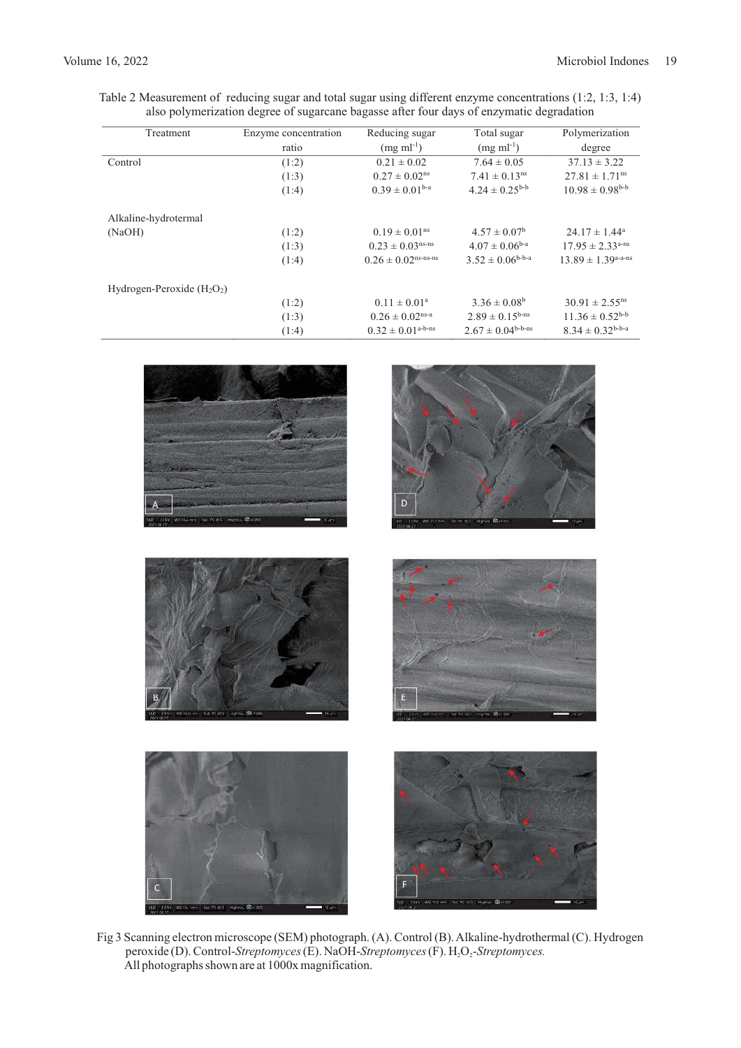Table 2 Measurement of reducing sugar and total sugar using different enzyme concentrations (1:2, 1:3, 1:4) also polymerization degree of sugarcane bagasse after four days of enzymatic degradation

| Treatment | Enzyme concentration ratio | Reducing sugar (mg ml$^{-1}$) | Total sugar (mg ml$^{-1}$) | Polymerization degree |
|---|---|---|---|---|
| Control | (1:2) | $0.21 \pm 0.02$ | $7.64 \pm 0.05$ | $37.13 \pm 3.22$ |
| | (1:3) | $0.27 \pm 0.02^{ns}$ | $7.41 \pm 0.13^{ns}$ | $27.81 \pm 1.71^{ns}$ |
| | (1:4) | $0.39 \pm 0.01^{b\text{-}a}$ | $4.24 \pm 0.25^{b\text{-}b}$ | $10.98 \pm 0.98^{b\text{-}b}$ |
| Alkaline-hydrotermal (NaOH) | (1:2) | $0.19 \pm 0.01^{ns}$ | $4.57 \pm 0.07^{b}$ | $24.17 \pm 1.44^{a}$ |
| | (1:3) | $0.23 \pm 0.03^{ns\text{-}ns}$ | $4.07 \pm 0.06^{b\text{-}a}$ | $17.95 \pm 2.33^{a\text{-}ns}$ |
| | (1:4) | $0.26 \pm 0.02^{ns\text{-}ns\text{-}ns}$ | $3.52 \pm 0.06^{b\text{-}b\text{-}a}$ | $13.89 \pm 1.39^{a\text{-}a\text{-}ns}$ |
| Hydrogen-Peroxide ($H_2O_2$) | (1:2) | $0.11 \pm 0.01^{a}$ | $3.36 \pm 0.08^{b}$ | $30.91 \pm 2.55^{ns}$ |
| | (1:3) | $0.26 \pm 0.02^{ns\text{-}a}$ | $2.89 \pm 0.15^{b\text{-}ns}$ | $11.36 \pm 0.52^{b\text{-}b}$ |
| | (1:4) | $0.32 \pm 0.01^{a\text{-}b\text{-}ns}$ | $2.67 \pm 0.04^{b\text{-}b\text{-}ns}$ | $8.34 \pm 0.32^{b\text{-}b\text{-}a}$ |

Fig 3 Scanning electron microscope (SEM) photograph. (A). Control (B). Alkaline-hydrothermal (C). Hydrogen peroxide (D). Control-*Streptomyces* (E). NaOH-*Streptomyces* (F). $H_2O_2$-*Streptomyces.* All photographs shown are at 1000x magnification.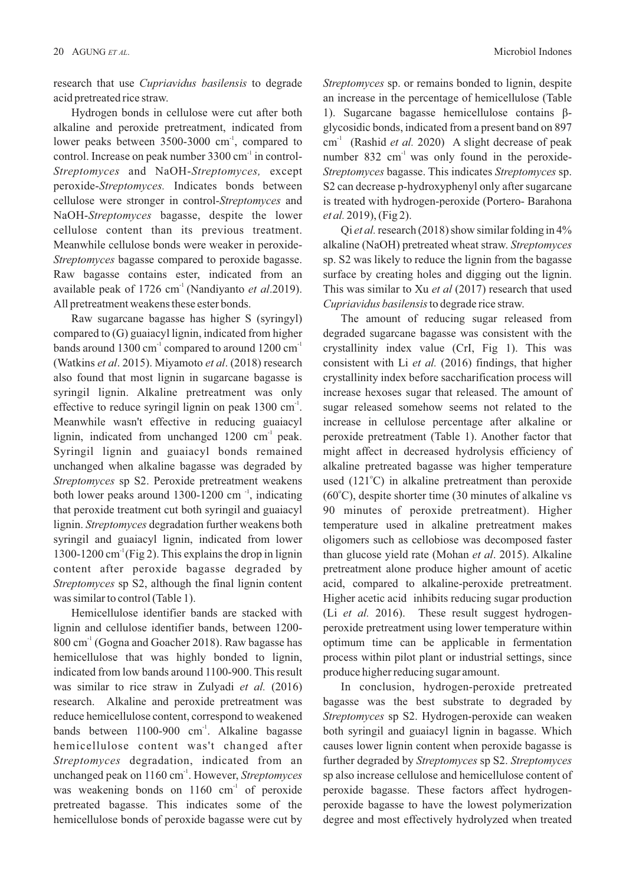research that use *Cupriavidus basilensis* to degrade acid pretreated rice straw.

Hydrogen bonds in cellulose were cut after both alkaline and peroxide pretreatment, indicated from lower peaks between 3500-3000 $cm^{-1}$, compared to control. Increase on peak number 3300 $cm^{-1}$ in control-*Streptomyces* and NaOH-*Streptomyces,* except peroxide-*Streptomyces.* Indicates bonds between cellulose were stronger in control-*Streptomyces* and NaOH-*Streptomyces* bagasse, despite the lower cellulose content than its previous treatment. Meanwhile cellulose bonds were weaker in peroxide-*Streptomyces* bagasse compared to peroxide bagasse. Raw bagasse contains ester, indicated from an available peak of 1726 $cm^{-1}$ (Nandiyanto *et al*.2019). All pretreatment weakens these ester bonds.

Raw sugarcane bagasse has higher S (syringyl) compared to (G) guaiacyl lignin, indicated from higher bands around 1300 $cm^{-1}$ compared to around 1200 $cm^{-1}$ (Watkins *et al*. 2015). Miyamoto *et al*. (2018) research also found that most lignin in sugarcane bagasse is syringil lignin. Alkaline pretreatment was only effective to reduce syringil lignin on peak 1300 $cm^{-1}$. Meanwhile wasn't effective in reducing guaiacyl lignin, indicated from unchanged 1200 $cm^{-1}$ peak. Syringil lignin and guaiacyl bonds remained unchanged when alkaline bagasse was degraded by *Streptomyces* sp S2. Peroxide pretreatment weakens both lower peaks around 1300-1200 cm $^{-1}$, indicating that peroxide treatment cut both syringil and guaiacyl lignin. *Streptomyces* degradation further weakens both syringil and guaiacyl lignin, indicated from lower 1300-1200 $cm^{-1}$ (Fig 2). This explains the drop in lignin content after peroxide bagasse degraded by *Streptomyces* sp S2, although the final lignin content was similar to control (Table 1).

Hemicellulose identifier bands are stacked with lignin and cellulose identifier bands, between 1200-800 $cm^{-1}$ (Gogna and Goacher 2018). Raw bagasse has hemicellulose that was highly bonded to lignin, indicated from low bands around 1100-900. This result was similar to rice straw in Zulyadi *et al.* (2016) research. Alkaline and peroxide pretreatment was reduce hemicellulose content, correspond to weakened bands between 1100-900 $cm^{-1}$. Alkaline bagasse hemicellulose content was't changed after *Streptomyces* degradation, indicated from an unchanged peak on 1160 $cm^{-1}$. However, *Streptomyces* was weakening bonds on 1160 $cm^{-1}$ of peroxide pretreated bagasse. This indicates some of the hemicellulose bonds of peroxide bagasse were cut by *Streptomyces* sp. or remains bonded to lignin, despite an increase in the percentage of hemicellulose (Table 1). Sugarcane bagasse hemicellulose contains β-glycosidic bonds, indicated from a present band on 897 $cm^{-1}$ (Rashid *et al.* 2020) A slight decrease of peak number 832 $cm^{-1}$ was only found in the peroxide-*Streptomyces* bagasse. This indicates *Streptomyces* sp. S2 can decrease p-hydroxyphenyl only after sugarcane is treated with hydrogen-peroxide (Portero- Barahona *et al.* 2019), (Fig 2).

Qi *et al.* research (2018) show similar folding in 4% alkaline (NaOH) pretreated wheat straw. *Streptomyces* sp. S2 was likely to reduce the lignin from the bagasse surface by creating holes and digging out the lignin. This was similar to Xu *et al* (2017) research that used *Cupriavidus basilensis* to degrade rice straw.

The amount of reducing sugar released from degraded sugarcane bagasse was consistent with the crystallinity index value (CrI, Fig 1). This was consistent with Li *et al.* (2016) findings, that higher crystallinity index before saccharification process will increase hexoses sugar that released. The amount of sugar released somehow seems not related to the increase in cellulose percentage after alkaline or peroxide pretreatment (Table 1). Another factor that might affect in decreased hydrolysis efficiency of alkaline pretreated bagasse was higher temperature used (121°C) in alkaline pretreatment than peroxide (60°C), despite shorter time (30 minutes of alkaline vs 90 minutes of peroxide pretreatment). Higher temperature used in alkaline pretreatment makes oligomers such as cellobiose was decomposed faster than glucose yield rate (Mohan *et al*. 2015). Alkaline pretreatment alone produce higher amount of acetic acid, compared to alkaline-peroxide pretreatment. Higher acetic acid inhibits reducing sugar production (Li *et al.* 2016). These result suggest hydrogen-peroxide pretreatment using lower temperature within optimum time can be applicable in fermentation process within pilot plant or industrial settings, since produce higher reducing sugar amount.

In conclusion, hydrogen-peroxide pretreated bagasse was the best substrate to degraded by *Streptomyces* sp S2. Hydrogen-peroxide can weaken both syringil and guaiacyl lignin in bagasse. Which causes lower lignin content when peroxide bagasse is further degraded by *Streptomyces* sp S2. *Streptomyces* sp also increase cellulose and hemicellulose content of peroxide bagasse. These factors affect hydrogen-peroxide bagasse to have the lowest polymerization degree and most effectively hydrolyzed when treated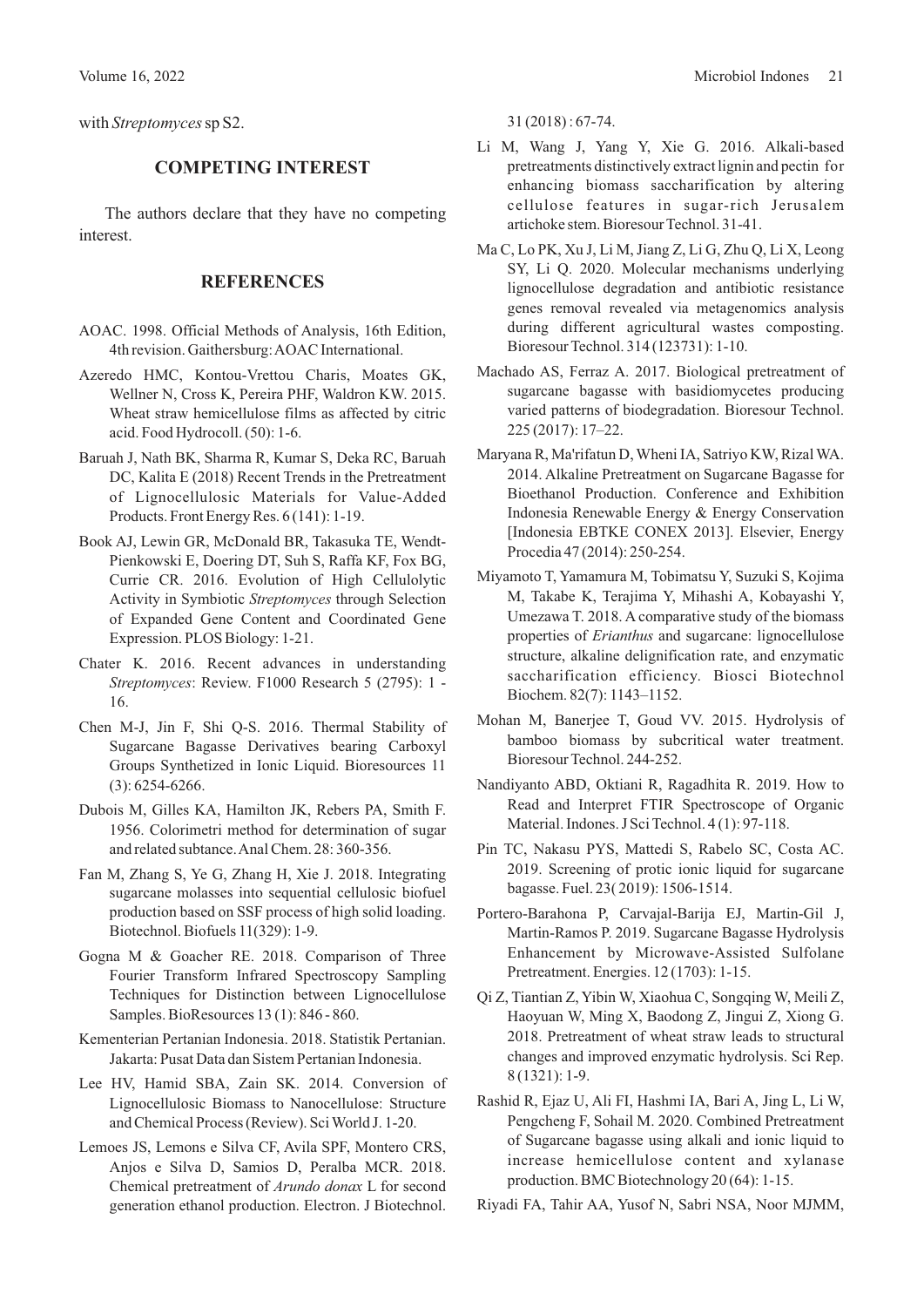with *Streptomyces* sp S2.

## COMPETING INTEREST

The authors declare that they have no competing interest.

## REFERENCES

AOAC. 1998. Official Methods of Analysis, 16th Edition, 4th revision. Gaithersburg: AOAC International.

Azeredo HMC, Kontou-Vrettou Charis, Moates GK, Wellner N, Cross K, Pereira PHF, Waldron KW. 2015. Wheat straw hemicellulose films as affected by citric acid. Food Hydrocoll. (50): 1-6.

Baruah J, Nath BK, Sharma R, Kumar S, Deka RC, Baruah DC, Kalita E (2018) Recent Trends in the Pretreatment of Lignocellulosic Materials for Value-Added Products. Front Energy Res. 6 (141): 1-19.

Book AJ, Lewin GR, McDonald BR, Takasuka TE, Wendt-Pienkowski E, Doering DT, Suh S, Raffa KF, Fox BG, Currie CR. 2016. Evolution of High Cellulolytic Activity in Symbiotic *Streptomyces* through Selection of Expanded Gene Content and Coordinated Gene Expression. PLOS Biology: 1-21.

Chater K. 2016. Recent advances in understanding *Streptomyces*: Review. F1000 Research 5 (2795): 1 - 16.

Chen M-J, Jin F, Shi Q-S. 2016. Thermal Stability of Sugarcane Bagasse Derivatives bearing Carboxyl Groups Synthetized in Ionic Liquid. Bioresources 11 (3): 6254-6266.

Dubois M, Gilles KA, Hamilton JK, Rebers PA, Smith F. 1956. Colorimetri method for determination of sugar and related subtance. Anal Chem. 28: 360-356.

Fan M, Zhang S, Ye G, Zhang H, Xie J. 2018. Integrating sugarcane molasses into sequential cellulosic biofuel production based on SSF process of high solid loading. Biotechnol. Biofuels 11(329): 1-9.

Gogna M & Goacher RE. 2018. Comparison of Three Fourier Transform Infrared Spectroscopy Sampling Techniques for Distinction between Lignocellulose Samples. BioResources 13 (1): 846 - 860.

Kementerian Pertanian Indonesia. 2018. Statistik Pertanian. Jakarta: Pusat Data dan Sistem Pertanian Indonesia.

Lee HV, Hamid SBA, Zain SK. 2014. Conversion of Lignocellulosic Biomass to Nanocellulose: Structure and Chemical Process (Review). Sci World J. 1-20.

Lemoes JS, Lemons e Silva CF, Avila SPF, Montero CRS, Anjos e Silva D, Samios D, Peralba MCR. 2018. Chemical pretreatment of *Arundo donax* L for second generation ethanol production. Electron. J Biotechnol. 31 (2018) : 67-74.

Li M, Wang J, Yang Y, Xie G. 2016. Alkali-based pretreatments distinctively extract lignin and pectin for enhancing biomass saccharification by altering cellulose features in sugar-rich Jerusalem artichoke stem. Bioresour Technol. 31-41.

Ma C, Lo PK, Xu J, Li M, Jiang Z, Li G, Zhu Q, Li X, Leong SY, Li Q. 2020. Molecular mechanisms underlying lignocellulose degradation and antibiotic resistance genes removal revealed via metagenomics analysis during different agricultural wastes composting. Bioresour Technol. 314 (123731): 1-10.

Machado AS, Ferraz A. 2017. Biological pretreatment of sugarcane bagasse with basidiomycetes producing varied patterns of biodegradation. Bioresour Technol. 225 (2017): 17–22.

Maryana R, Ma'rifatun D, Wheni IA, Satriyo KW, Rizal WA. 2014. Alkaline Pretreatment on Sugarcane Bagasse for Bioethanol Production. Conference and Exhibition Indonesia Renewable Energy & Energy Conservation [Indonesia EBTKE CONEX 2013]. Elsevier, Energy Procedia 47 (2014): 250-254.

Miyamoto T, Yamamura M, Tobimatsu Y, Suzuki S, Kojima M, Takabe K, Terajima Y, Mihashi A, Kobayashi Y, Umezawa T. 2018. A comparative study of the biomass properties of *Erianthus* and sugarcane: lignocellulose structure, alkaline delignification rate, and enzymatic saccharification efficiency. Biosci Biotechnol Biochem. 82(7): 1143–1152.

Mohan M, Banerjee T, Goud VV. 2015. Hydrolysis of bamboo biomass by subcritical water treatment. Bioresour Technol. 244-252.

Nandiyanto ABD, Oktiani R, Ragadhita R. 2019. How to Read and Interpret FTIR Spectroscope of Organic Material. Indones. J Sci Technol. 4 (1): 97-118.

Pin TC, Nakasu PYS, Mattedi S, Rabelo SC, Costa AC. 2019. Screening of protic ionic liquid for sugarcane bagasse. Fuel. 23( 2019): 1506-1514.

Portero-Barahona P, Carvajal-Barija EJ, Martin-Gil J, Martin-Ramos P. 2019. Sugarcane Bagasse Hydrolysis Enhancement by Microwave-Assisted Sulfolane Pretreatment. Energies. 12 (1703): 1-15.

Qi Z, Tiantian Z, Yibin W, Xiaohua C, Songqing W, Meili Z, Haoyuan W, Ming X, Baodong Z, Jingui Z, Xiong G. 2018. Pretreatment of wheat straw leads to structural changes and improved enzymatic hydrolysis. Sci Rep. 8 (1321): 1-9.

Rashid R, Ejaz U, Ali FI, Hashmi IA, Bari A, Jing L, Li W, Pengcheng F, Sohail M. 2020. Combined Pretreatment of Sugarcane bagasse using alkali and ionic liquid to increase hemicellulose content and xylanase production. BMC Biotechnology 20 (64): 1-15.

Riyadi FA, Tahir AA, Yusof N, Sabri NSA, Noor MJMM,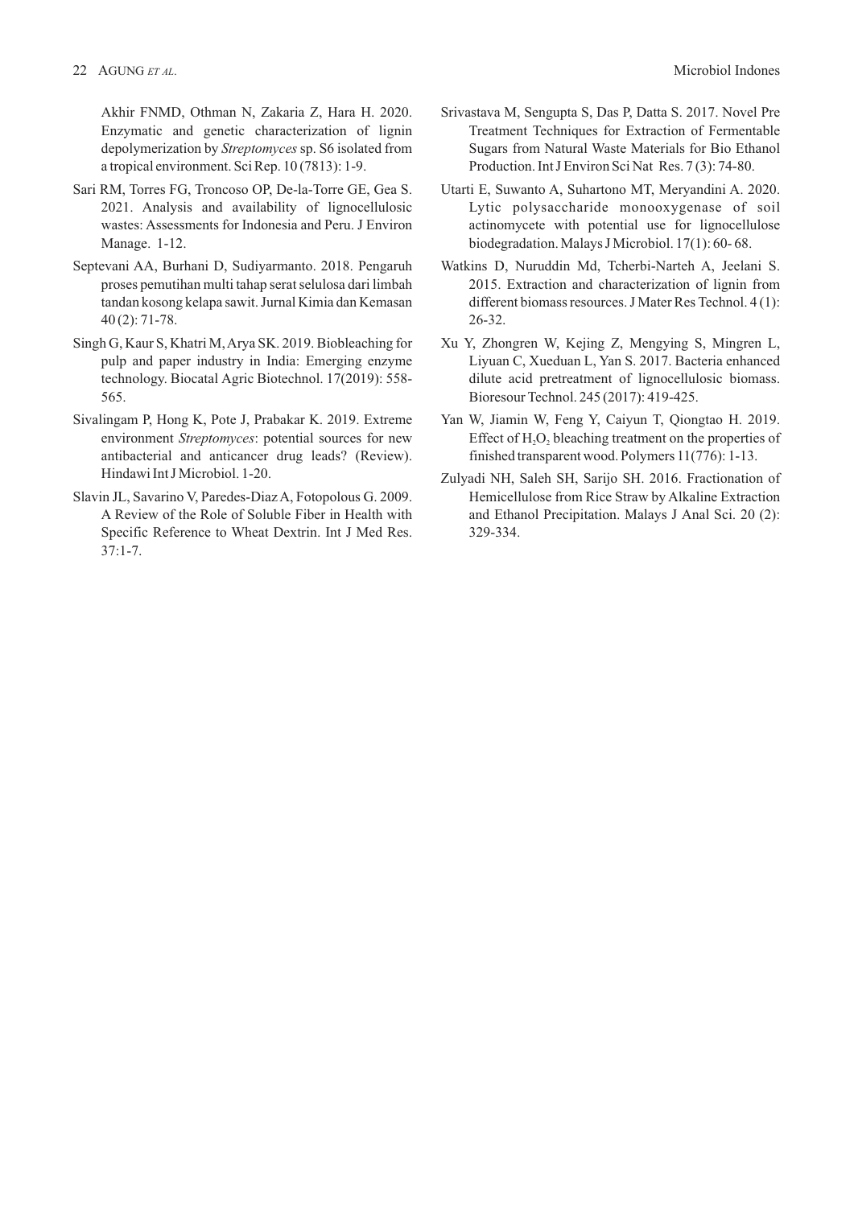Akhir FNMD, Othman N, Zakaria Z, Hara H. 2020. Enzymatic and genetic characterization of lignin depolymerization by *Streptomyces* sp. S6 isolated from a tropical environment. Sci Rep. 10 (7813): 1-9.

Sari RM, Torres FG, Troncoso OP, De-la-Torre GE, Gea S. 2021. Analysis and availability of lignocellulosic wastes: Assessments for Indonesia and Peru. J Environ Manage. 1-12.

Septevani AA, Burhani D, Sudiyarmanto. 2018. Pengaruh proses pemutihan multi tahap serat selulosa dari limbah tandan kosong kelapa sawit. Jurnal Kimia dan Kemasan 40 (2): 71-78.

Singh G, Kaur S, Khatri M, Arya SK. 2019. Biobleaching for pulp and paper industry in India: Emerging enzyme technology. Biocatal Agric Biotechnol. 17(2019): 558-565.

Sivalingam P, Hong K, Pote J, Prabakar K. 2019. Extreme environment *Streptomyces*: potential sources for new antibacterial and anticancer drug leads? (Review). Hindawi Int J Microbiol. 1-20.

Slavin JL, Savarino V, Paredes-Diaz A, Fotopolous G. 2009. A Review of the Role of Soluble Fiber in Health with Specific Reference to Wheat Dextrin. Int J Med Res. 37:1-7.

Srivastava M, Sengupta S, Das P, Datta S. 2017. Novel Pre Treatment Techniques for Extraction of Fermentable Sugars from Natural Waste Materials for Bio Ethanol Production. Int J Environ Sci Nat Res. 7 (3): 74-80.

Utarti E, Suwanto A, Suhartono MT, Meryandini A. 2020. Lytic polysaccharide monooxygenase of soil actinomycete with potential use for lignocellulose biodegradation. Malays J Microbiol. 17(1): 60- 68.

Watkins D, Nuruddin Md, Tcherbi-Narteh A, Jeelani S. 2015. Extraction and characterization of lignin from different biomass resources. J Mater Res Technol. 4 (1): 26-32.

Xu Y, Zhongren W, Kejing Z, Mengying S, Mingren L, Liyuan C, Xueduan L, Yan S. 2017. Bacteria enhanced dilute acid pretreatment of lignocellulosic biomass. Bioresour Technol. 245 (2017): 419-425.

Yan W, Jiamin W, Feng Y, Caiyun T, Qiongtao H. 2019. Effect of $H_2O_2$ bleaching treatment on the properties of finished transparent wood. Polymers 11(776): 1-13.

Zulyadi NH, Saleh SH, Sarijo SH. 2016. Fractionation of Hemicellulose from Rice Straw by Alkaline Extraction and Ethanol Precipitation. Malays J Anal Sci. 20 (2): 329-334.